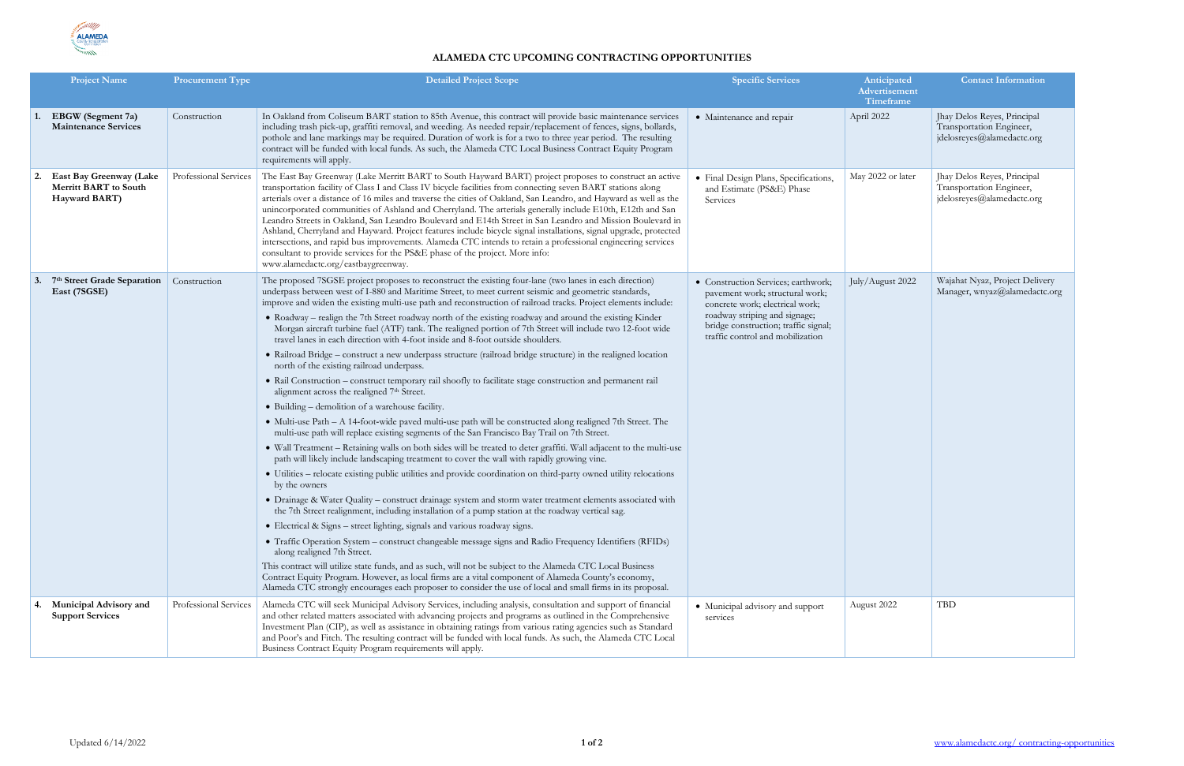# ALAMEDA CTC UPCOMING CONTRACTING OPPORTUNITIES

| | Project Name | Procurement Type | Detailed Project Scope | Specific Services | Anticipated Advertisement Timeframe | Contact Information |
|---|---|---|---|---|---|---|
| 1. | **EBGW (Segment 7a) Maintenance Services** | Construction | In Oakland from Coliseum BART station to 85th Avenue, this contract will provide basic maintenance services including trash pick-up, graffiti removal, and weeding. As needed repair/replacement of fences, signs, bollards, pothole and lane markings may be required. Duration of work is for a two to three year period. The resulting contract will be funded with local funds. As such, the Alameda CTC Local Business Contract Equity Program requirements will apply. | • Maintenance and repair | April 2022 | Jhay Delos Reyes, Principal Transportation Engineer, jdelosreyes@alamedactc.org |
| 2. | **East Bay Greenway (Lake Merritt BART to South Hayward BART)** | Professional Services | The East Bay Greenway (Lake Merritt BART to South Hayward BART) project proposes to construct an active transportation facility of Class I and Class IV bicycle facilities from connecting seven BART stations along arterials over a distance of 16 miles and traverse the cities of Oakland, San Leandro, and Hayward as well as the unincorporated communities of Ashland and Cherryland. The arterials generally include E10th, E12th and San Leandro Streets in Oakland, San Leandro Boulevard and E14th Street in San Leandro and Mission Boulevard in Ashland, Cherryland and Hayward. Project features include bicycle signal installations, signal upgrade, protected intersections, and rapid bus improvements. Alameda CTC intends to retain a professional engineering services consultant to provide services for the PS&E phase of the project. More info: www.alamedactc.org/eastbaygreenway. | • Final Design Plans, Specifications, and Estimate (PS&E) Phase Services | May 2022 or later | Jhay Delos Reyes, Principal Transportation Engineer, jdelosreyes@alamedactc.org |
| 3. | **7th Street Grade Separation East (7SGSE)** | Construction | The proposed 7SGSE project proposes to reconstruct the existing four-lane (two lanes in each direction) underpass between west of I-880 and Maritime Street, to meet current seismic and geometric standards, improve and widen the existing multi-use path and reconstruction of railroad tracks. Project elements include:<br>• Roadway – realign the 7th Street roadway north of the existing roadway and around the existing Kinder Morgan aircraft turbine fuel (ATF) tank. The realigned portion of 7th Street will include two 12-foot wide travel lanes in each direction with 4-foot inside and 8-foot outside shoulders.<br>• Railroad Bridge – construct a new underpass structure (railroad bridge structure) in the realigned location north of the existing railroad underpass.<br>• Rail Construction – construct temporary rail shoofly to facilitate stage construction and permanent rail alignment across the realigned 7th Street.<br>• Building – demolition of a warehouse facility.<br>• Multi-use Path – A 14-foot-wide paved multi-use path will be constructed along realigned 7th Street. The multi-use path will replace existing segments of the San Francisco Bay Trail on 7th Street.<br>• Wall Treatment – Retaining walls on both sides will be treated to deter graffiti. Wall adjacent to the multi-use path will likely include landscaping treatment to cover the wall with rapidly growing vine.<br>• Utilities – relocate existing public utilities and provide coordination on third-party owned utility relocations by the owners<br>• Drainage & Water Quality – construct drainage system and storm water treatment elements associated with the 7th Street realignment, including installation of a pump station at the roadway vertical sag.<br>• Electrical & Signs – street lighting, signals and various roadway signs.<br>• Traffic Operation System – construct changeable message signs and Radio Frequency Identifiers (RFIDs) along realigned 7th Street.<br>This contract will utilize state funds, and as such, will not be subject to the Alameda CTC Local Business Contract Equity Program. However, as local firms are a vital component of Alameda County's economy, Alameda CTC strongly encourages each proposer to consider the use of local and small firms in its proposal. | • Construction Services; earthwork; pavement work; structural work; concrete work; electrical work; roadway striping and signage; bridge construction; traffic signal; traffic control and mobilization | July/August 2022 | Wajahat Nyaz, Project Delivery Manager, wnyaz@alamedactc.org |
| 4. | **Municipal Advisory and Support Services** | Professional Services | Alameda CTC will seek Municipal Advisory Services, including analysis, consultation and support of financial and other related matters associated with advancing projects and programs as outlined in the Comprehensive Investment Plan (CIP), as well as assistance in obtaining ratings from various rating agencies such as Standard and Poor's and Fitch. The resulting contract will be funded with local funds. As such, the Alameda CTC Local Business Contract Equity Program requirements will apply. | • Municipal advisory and support services | August 2022 | TBD |

Updated 6/14/2022

www.alamedactc.org/ contracting-opportunities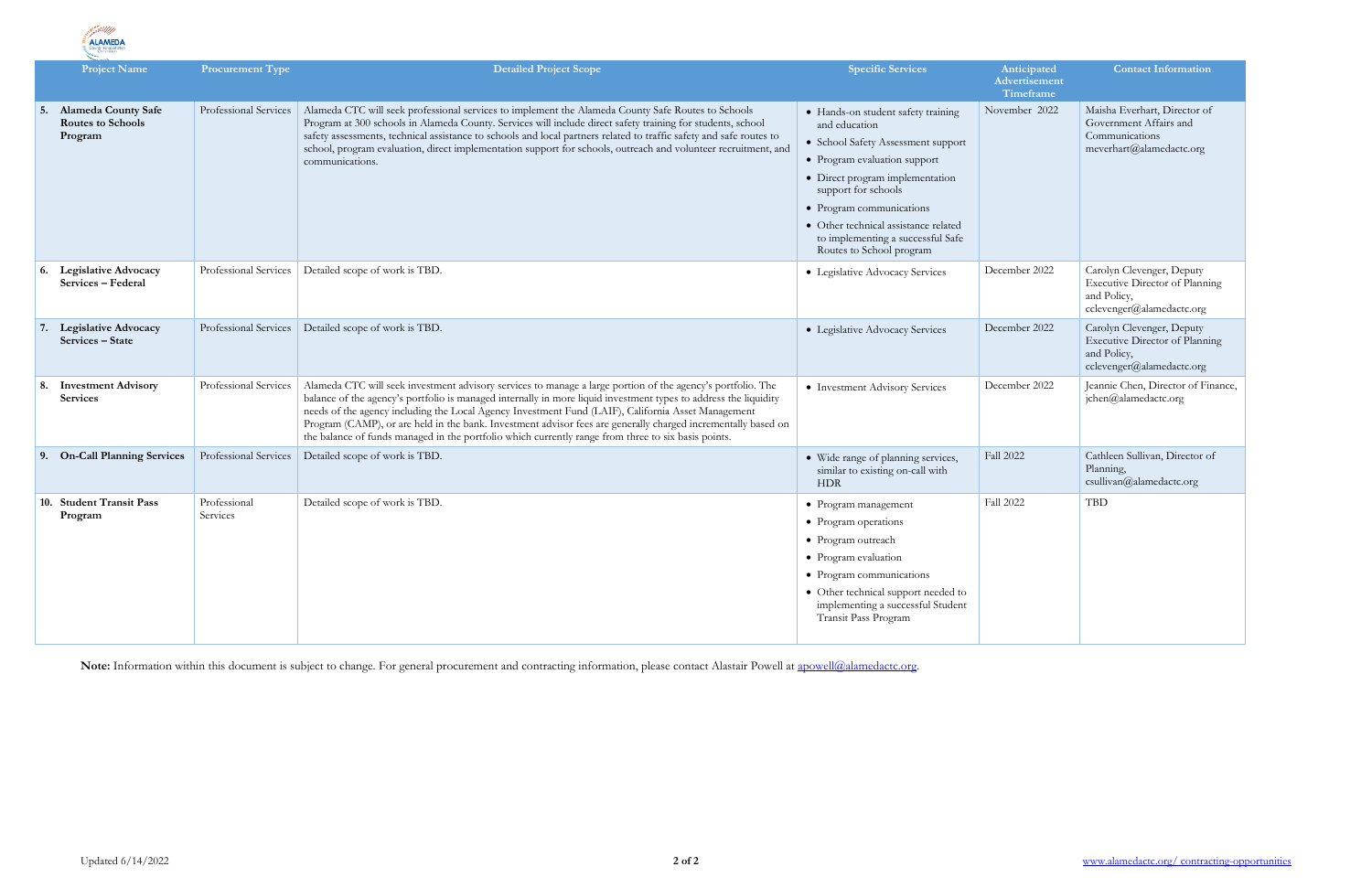| Project Name | Procurement Type | Detailed Project Scope | Specific Services | Anticipated Advertisement Timeframe | Contact Information |
|---|---|---|---|---|---|
| **5. Alameda County Safe Routes to Schools Program** | Professional Services | Alameda CTC will seek professional services to implement the Alameda County Safe Routes to Schools Program at 300 schools in Alameda County. Services will include direct safety training for students, school safety assessments, technical assistance to schools and local partners related to traffic safety and safe routes to school, program evaluation, direct implementation support for schools, outreach and volunteer recruitment, and communications. | • Hands-on student safety training and education<br>• School Safety Assessment support<br>• Program evaluation support<br>• Direct program implementation support for schools<br>• Program communications<br>• Other technical assistance related to implementing a successful Safe Routes to School program | November 2022 | Maisha Everhart, Director of Government Affairs and Communications meverhart@alamedactc.org |
| **6. Legislative Advocacy Services – Federal** | Professional Services | Detailed scope of work is TBD. | • Legislative Advocacy Services | December 2022 | Carolyn Clevenger, Deputy Executive Director of Planning and Policy, cclevenger@alamedactc.org |
| **7. Legislative Advocacy Services – State** | Professional Services | Detailed scope of work is TBD. | • Legislative Advocacy Services | December 2022 | Carolyn Clevenger, Deputy Executive Director of Planning and Policy, cclevenger@alamedactc.org |
| **8. Investment Advisory Services** | Professional Services | Alameda CTC will seek investment advisory services to manage a large portion of the agency's portfolio. The balance of the agency's portfolio is managed internally in more liquid investment types to address the liquidity needs of the agency including the Local Agency Investment Fund (LAIF), California Asset Management Program (CAMP), or are held in the bank. Investment advisor fees are generally charged incrementally based on the balance of funds managed in the portfolio which currently range from three to six basis points. | • Investment Advisory Services | December 2022 | Jeannie Chen, Director of Finance, jchen@alamedactc.org |
| **9. On-Call Planning Services** | Professional Services | Detailed scope of work is TBD. | • Wide range of planning services, similar to existing on-call with HDR | Fall 2022 | Cathleen Sullivan, Director of Planning, csullivan@alamedactc.org |
| **10. Student Transit Pass Program** | Professional Services | Detailed scope of work is TBD. | • Program management<br>• Program operations<br>• Program outreach<br>• Program evaluation<br>• Program communications<br>• Other technical support needed to implementing a successful Student Transit Pass Program | Fall 2022 | TBD |

**Note:** Information within this document is subject to change. For general procurement and contracting information, please contact Alastair Powell at apowell@alamedactc.org.

Updated 6/14/2022

www.alamedactc.org/ contracting-opportunities